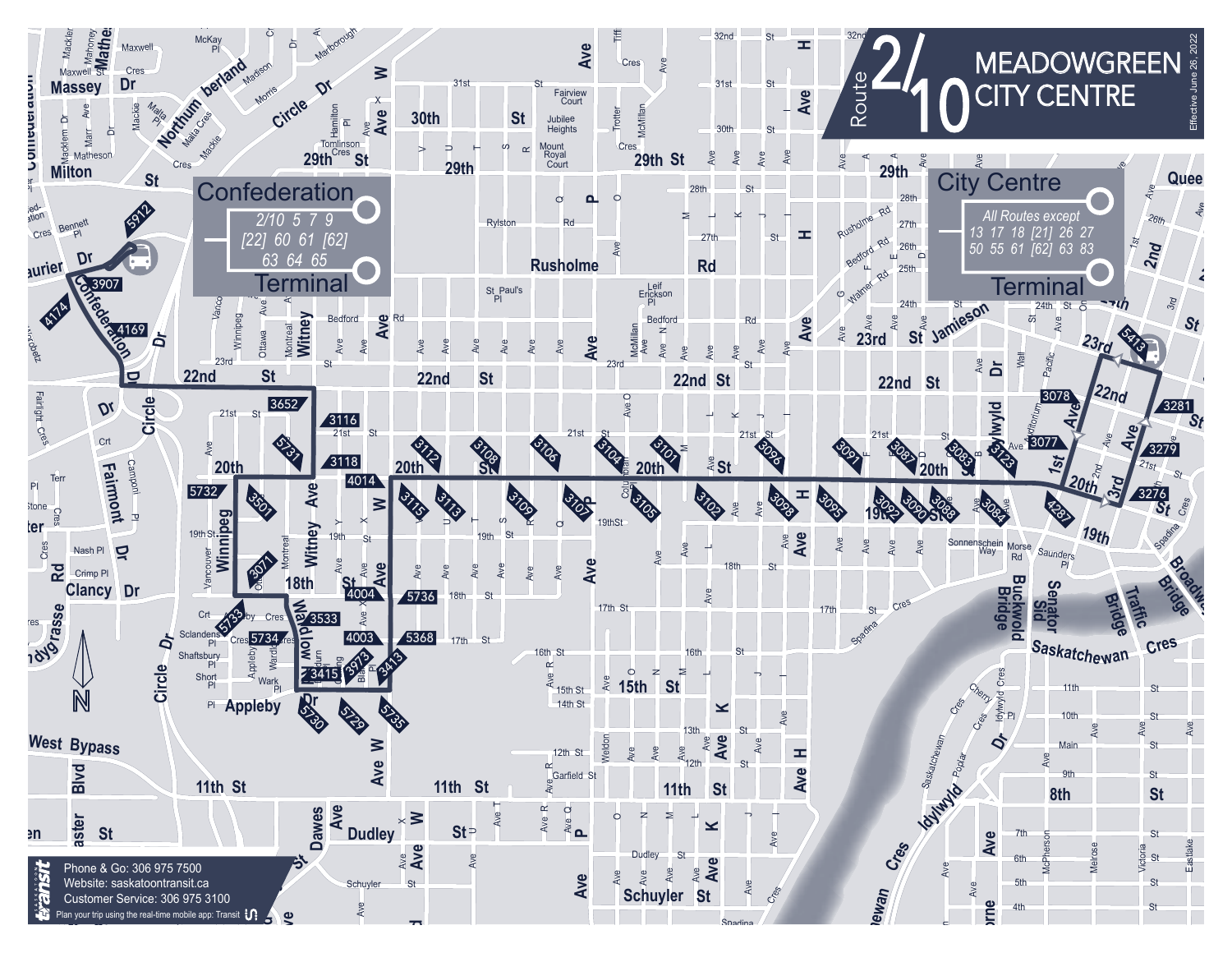# Route 2/10 MEADOWGREEN CITY CENTRE

Effective June 26, 2022

## Confederation Terminal

2/10 5 7 9 [22] 60 61 [62] 63 64 65

## City Centre Terminal

All Routes except 13 17 18 [21] 26 27 50 55 61 [62] 63 83

Phone & Go: 306 975 7500
Website: saskatoontransit.ca
Customer Service: 306 975 3100
Plan your trip using the real-time mobile app: Transit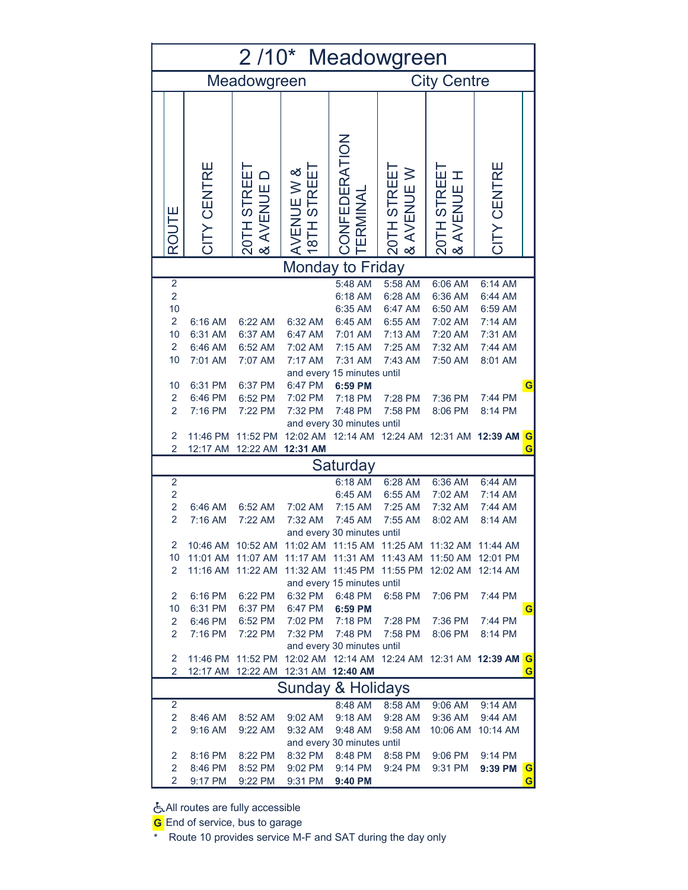# 2 /10* Meadowgreen

| | Meadowgreen | | | | | City Centre | | |
|---|---|---|---|---|---|---|---|---|
| ROUTE | CITY CENTRE | 20TH STREET & AVENUE D | AVENUE W & 18TH STREET | CONFEDERATION TERMINAL | 20TH STREET & AVENUE W | 20TH STREET & AVENUE H | CITY CENTRE | |
| **Monday to Friday** | | | | | | | | |
| 2 | | | | 5:48 AM | 5:58 AM | 6:06 AM | 6:14 AM | |
| 2 | | | | 6:18 AM | 6:28 AM | 6:36 AM | 6:44 AM | |
| 10 | | | | 6:35 AM | 6:47 AM | 6:50 AM | 6:59 AM | |
| 2 | 6:16 AM | 6:22 AM | 6:32 AM | 6:45 AM | 6:55 AM | 7:02 AM | 7:14 AM | |
| 10 | 6:31 AM | 6:37 AM | 6:47 AM | 7:01 AM | 7:13 AM | 7:20 AM | 7:31 AM | |
| 2 | 6:46 AM | 6:52 AM | 7:02 AM | 7:15 AM | 7:25 AM | 7:32 AM | 7:44 AM | |
| 10 | 7:01 AM | 7:07 AM | 7:17 AM | 7:31 AM | 7:43 AM | 7:50 AM | 8:01 AM | |
| | | | and every 15 minutes until | | | | | |
| 10 | 6:31 PM | 6:37 PM | 6:47 PM | **6:59 PM** | | | | G |
| 2 | 6:46 PM | 6:52 PM | 7:02 PM | 7:18 PM | 7:28 PM | 7:36 PM | 7:44 PM | |
| 2 | 7:16 PM | 7:22 PM | 7:32 PM | 7:48 PM | 7:58 PM | 8:06 PM | 8:14 PM | |
| | | | and every 30 minutes until | | | | | |
| 2 | 11:46 PM | 11:52 PM | 12:02 AM | 12:14 AM | 12:24 AM | 12:31 AM | **12:39 AM** | G |
| 2 | 12:17 AM | 12:22 AM | **12:31 AM** | | | | | G |
| **Saturday** | | | | | | | | |
| 2 | | | | 6:18 AM | 6:28 AM | 6:36 AM | 6:44 AM | |
| 2 | | | | 6:45 AM | 6:55 AM | 7:02 AM | 7:14 AM | |
| 2 | 6:46 AM | 6:52 AM | 7:02 AM | 7:15 AM | 7:25 AM | 7:32 AM | 7:44 AM | |
| 2 | 7:16 AM | 7:22 AM | 7:32 AM | 7:45 AM | 7:55 AM | 8:02 AM | 8:14 AM | |
| | | | and every 30 minutes until | | | | | |
| 2 | 10:46 AM | 10:52 AM | 11:02 AM | 11:15 AM | 11:25 AM | 11:32 AM | 11:44 AM | |
| 10 | 11:01 AM | 11:07 AM | 11:17 AM | 11:31 AM | 11:43 AM | 11:50 AM | 12:01 PM | |
| 2 | 11:16 AM | 11:22 AM | 11:32 AM | 11:45 PM | 11:55 PM | 12:02 AM | 12:14 AM | |
| | | | and every 15 minutes until | | | | | |
| 2 | 6:16 PM | 6:22 PM | 6:32 PM | 6:48 PM | 6:58 PM | 7:06 PM | 7:44 PM | |
| 10 | 6:31 PM | 6:37 PM | 6:47 PM | **6:59 PM** | | | | G |
| 2 | 6:46 PM | 6:52 PM | 7:02 PM | 7:18 PM | 7:28 PM | 7:36 PM | 7:44 PM | |
| 2 | 7:16 PM | 7:22 PM | 7:32 PM | 7:48 PM | 7:58 PM | 8:06 PM | 8:14 PM | |
| | | | and every 30 minutes until | | | | | |
| 2 | 11:46 PM | 11:52 PM | 12:02 AM | 12:14 AM | 12:24 AM | 12:31 AM | **12:39 AM** | G |
| 2 | 12:17 AM | 12:22 AM | 12:31 AM | **12:40 AM** | | | | G |
| **Sunday & Holidays** | | | | | | | | |
| 2 | | | | 8:48 AM | 8:58 AM | 9:06 AM | 9:14 AM | |
| 2 | 8:46 AM | 8:52 AM | 9:02 AM | 9:18 AM | 9:28 AM | 9:36 AM | 9:44 AM | |
| 2 | 9:16 AM | 9:22 AM | 9:32 AM | 9:48 AM | 9:58 AM | 10:06 AM | 10:14 AM | |
| | | | and every 30 minutes until | | | | | |
| 2 | 8:16 PM | 8:22 PM | 8:32 PM | 8:48 PM | 8:58 PM | 9:06 PM | 9:14 PM | |
| 2 | 8:46 PM | 8:52 PM | 9:02 PM | 9:14 PM | 9:24 PM | 9:31 PM | **9:39 PM** | G |
| 2 | 9:17 PM | 9:22 PM | 9:31 PM | **9:40 PM** | | | | G |

♿ All routes are fully accessible

**G** End of service, bus to garage

\* Route 10 provides service M-F and SAT during the day only